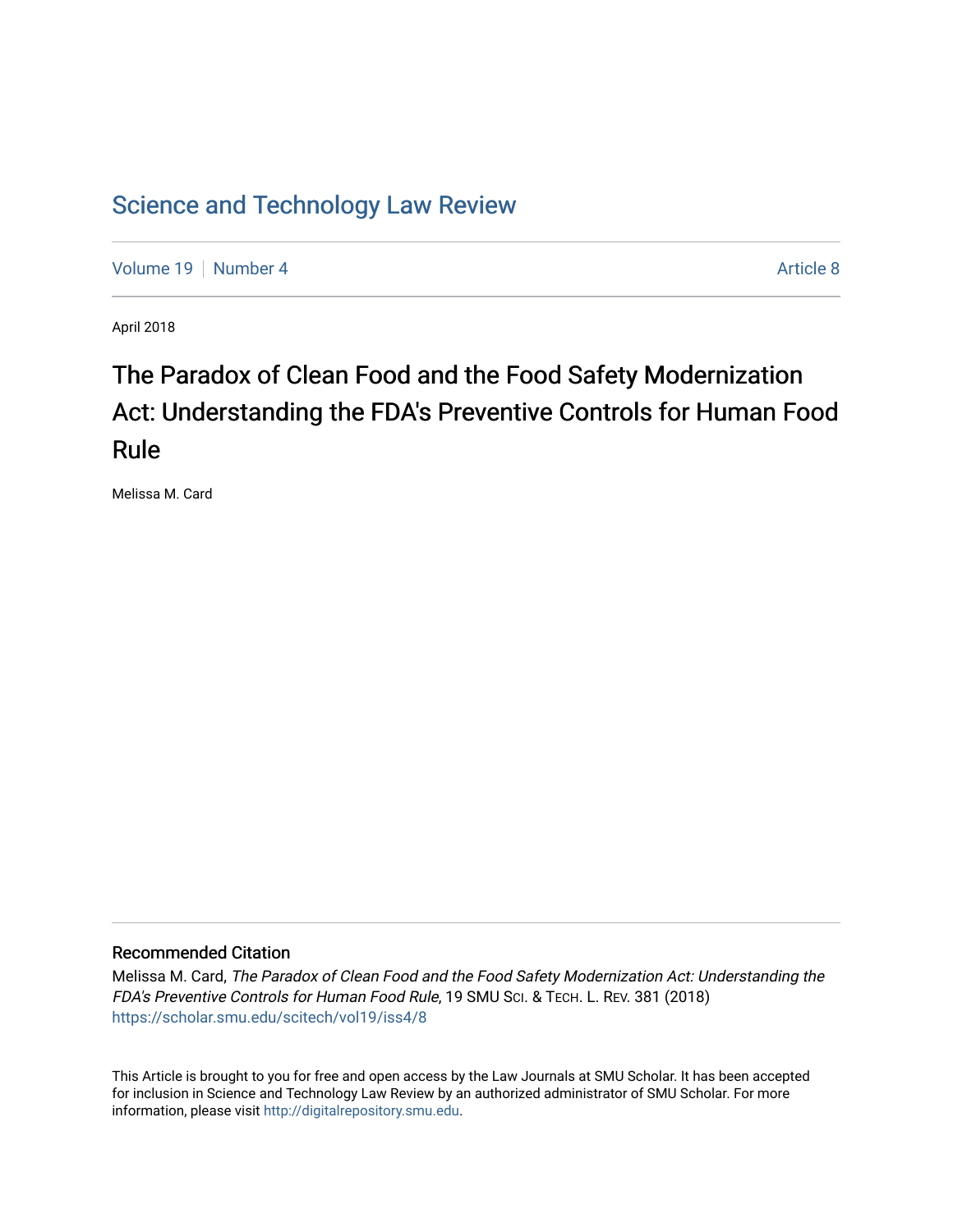# Science and Technology Law Review

Volume 19 | Number 4 — Article 8

April 2018

## The Paradox of Clean Food and the Food Safety Modernization Act: Understanding the FDA's Preventive Controls for Human Food Rule

Melissa M. Card

### Recommended Citation

Melissa M. Card, *The Paradox of Clean Food and the Food Safety Modernization Act: Understanding the FDA's Preventive Controls for Human Food Rule*, 19 SMU SCI. & TECH. L. REV. 381 (2018)
https://scholar.smu.edu/scitech/vol19/iss4/8

This Article is brought to you for free and open access by the Law Journals at SMU Scholar. It has been accepted for inclusion in Science and Technology Law Review by an authorized administrator of SMU Scholar. For more information, please visit http://digitalrepository.smu.edu.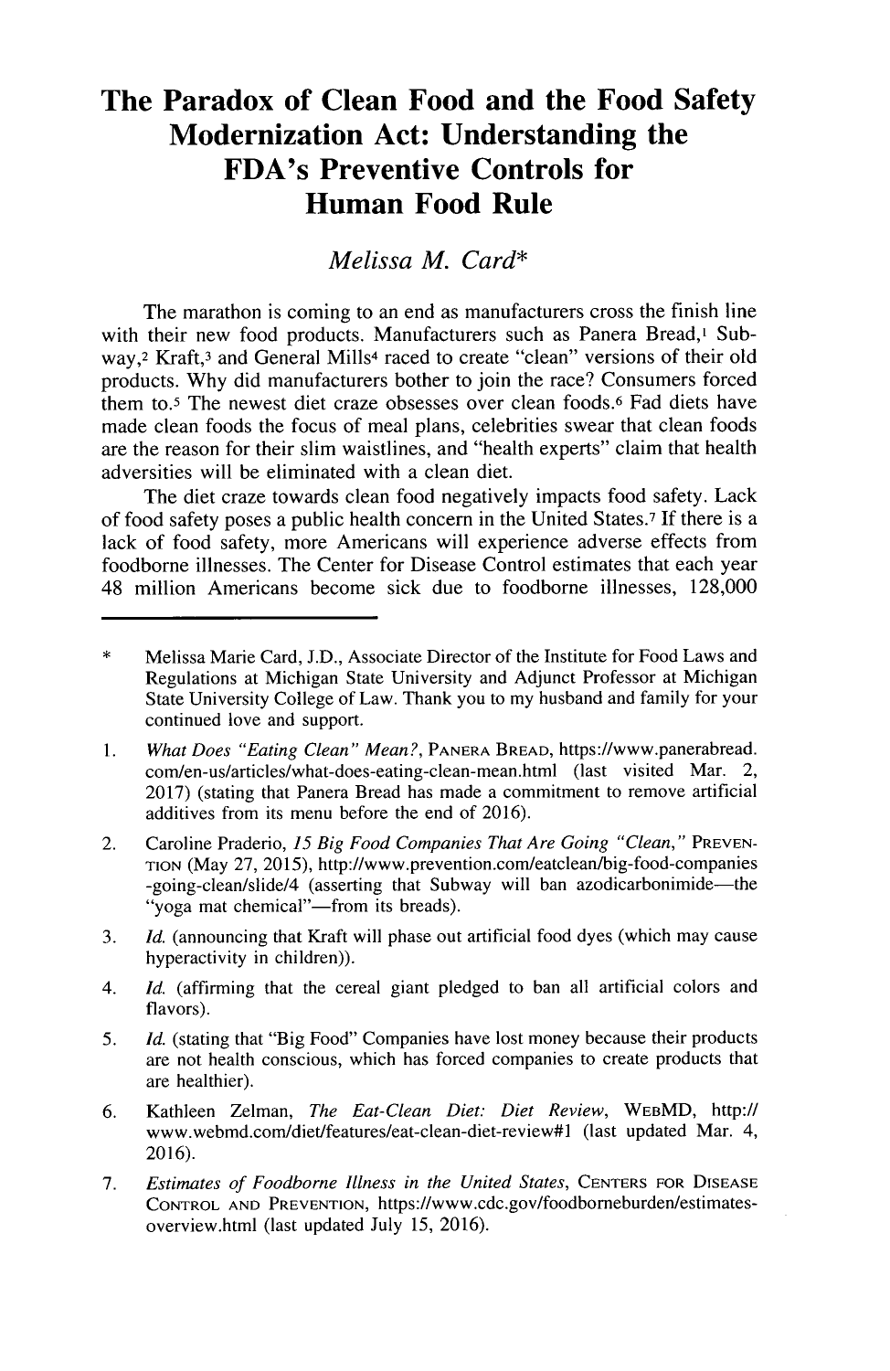# The Paradox of Clean Food and the Food Safety Modernization Act: Understanding the FDA's Preventive Controls for Human Food Rule

*Melissa M. Card**

The marathon is coming to an end as manufacturers cross the finish line with their new food products. Manufacturers such as Panera Bread,[1] Subway,[2] Kraft,[3] and General Mills[4] raced to create "clean" versions of their old products. Why did manufacturers bother to join the race? Consumers forced them to.[5] The newest diet craze obsesses over clean foods.[6] Fad diets have made clean foods the focus of meal plans, celebrities swear that clean foods are the reason for their slim waistlines, and "health experts" claim that health adversities will be eliminated with a clean diet.

The diet craze towards clean food negatively impacts food safety. Lack of food safety poses a public health concern in the United States.[7] If there is a lack of food safety, more Americans will experience adverse effects from foodborne illnesses. The Center for Disease Control estimates that each year 48 million Americans become sick due to foodborne illnesses, 128,000

---

\* Melissa Marie Card, J.D., Associate Director of the Institute for Food Laws and Regulations at Michigan State University and Adjunct Professor at Michigan State University College of Law. Thank you to my husband and family for your continued love and support.

1. *What Does "Eating Clean" Mean?*, PANERA BREAD, https://www.panerabread.com/en-us/articles/what-does-eating-clean-mean.html (last visited Mar. 2, 2017) (stating that Panera Bread has made a commitment to remove artificial additives from its menu before the end of 2016).

2. Caroline Praderio, *15 Big Food Companies That Are Going "Clean,"* PREVENTION (May 27, 2015), http://www.prevention.com/eatclean/big-food-companies-going-clean/slide/4 (asserting that Subway will ban azodicarbonimide—the "yoga mat chemical"—from its breads).

3. *Id.* (announcing that Kraft will phase out artificial food dyes (which may cause hyperactivity in children)).

4. *Id.* (affirming that the cereal giant pledged to ban all artificial colors and flavors).

5. *Id.* (stating that "Big Food" Companies have lost money because their products are not health conscious, which has forced companies to create products that are healthier).

6. Kathleen Zelman, *The Eat-Clean Diet: Diet Review*, WEBMD, http://www.webmd.com/diet/features/eat-clean-diet-review#1 (last updated Mar. 4, 2016).

7. *Estimates of Foodborne Illness in the United States*, CENTERS FOR DISEASE CONTROL AND PREVENTION, https://www.cdc.gov/foodborneburden/estimates-overview.html (last updated July 15, 2016).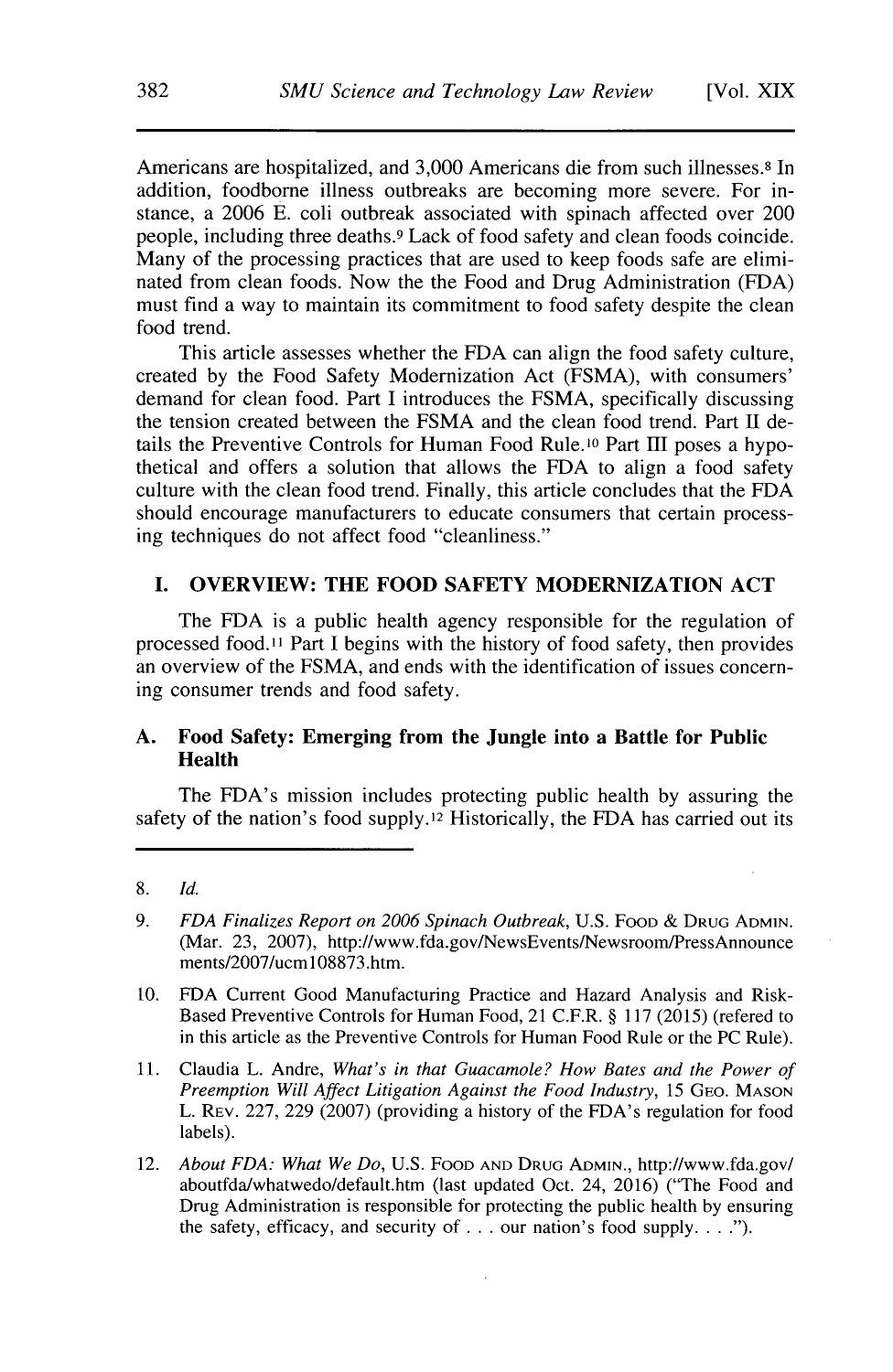Americans are hospitalized, and 3,000 Americans die from such illnesses.[8] In addition, foodborne illness outbreaks are becoming more severe. For instance, a 2006 E. coli outbreak associated with spinach affected over 200 people, including three deaths.[9] Lack of food safety and clean foods coincide. Many of the processing practices that are used to keep foods safe are eliminated from clean foods. Now the the Food and Drug Administration (FDA) must find a way to maintain its commitment to food safety despite the clean food trend.

This article assesses whether the FDA can align the food safety culture, created by the Food Safety Modernization Act (FSMA), with consumers' demand for clean food. Part I introduces the FSMA, specifically discussing the tension created between the FSMA and the clean food trend. Part II details the Preventive Controls for Human Food Rule.[10] Part III poses a hypothetical and offers a solution that allows the FDA to align a food safety culture with the clean food trend. Finally, this article concludes that the FDA should encourage manufacturers to educate consumers that certain processing techniques do not affect food "cleanliness."

## I. OVERVIEW: THE FOOD SAFETY MODERNIZATION ACT

The FDA is a public health agency responsible for the regulation of processed food.[11] Part I begins with the history of food safety, then provides an overview of the FSMA, and ends with the identification of issues concerning consumer trends and food safety.

### A. Food Safety: Emerging from the Jungle into a Battle for Public Health

The FDA's mission includes protecting public health by assuring the safety of the nation's food supply.[12] Historically, the FDA has carried out its

---

8. *Id.*

9. *FDA Finalizes Report on 2006 Spinach Outbreak*, U.S. Food & Drug Admin. (Mar. 23, 2007), http://www.fda.gov/NewsEvents/Newsroom/PressAnnouncements/2007/ucm108873.htm.

10. FDA Current Good Manufacturing Practice and Hazard Analysis and Risk-Based Preventive Controls for Human Food, 21 C.F.R. § 117 (2015) (refered to in this article as the Preventive Controls for Human Food Rule or the PC Rule).

11. Claudia L. Andre, *What's in that Guacamole? How Bates and the Power of Preemption Will Affect Litigation Against the Food Industry*, 15 Geo. Mason L. Rev. 227, 229 (2007) (providing a history of the FDA's regulation for food labels).

12. *About FDA: What We Do*, U.S. Food and Drug Admin., http://www.fda.gov/aboutfda/whatwedo/default.htm (last updated Oct. 24, 2016) ("The Food and Drug Administration is responsible for protecting the public health by ensuring the safety, efficacy, and security of . . . our nation's food supply. . . .").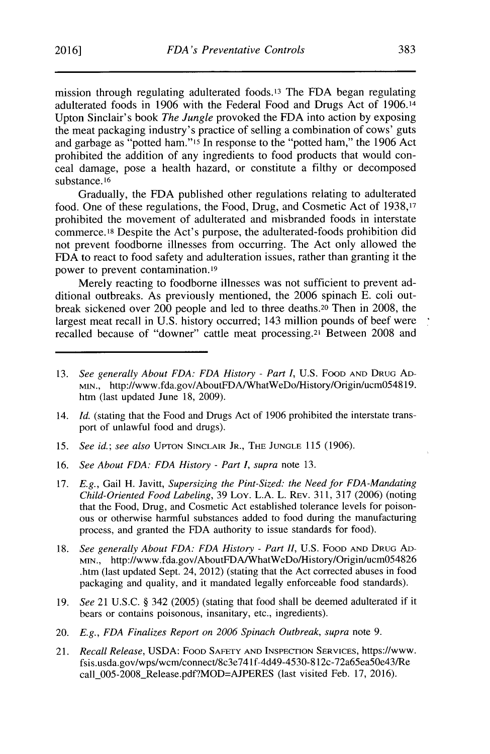mission through regulating adulterated foods.[13] The FDA began regulating adulterated foods in 1906 with the Federal Food and Drugs Act of 1906.[14] Upton Sinclair's book *The Jungle* provoked the FDA into action by exposing the meat packaging industry's practice of selling a combination of cows' guts and garbage as "potted ham."[15] In response to the "potted ham," the 1906 Act prohibited the addition of any ingredients to food products that would conceal damage, pose a health hazard, or constitute a filthy or decomposed substance.[16]

Gradually, the FDA published other regulations relating to adulterated food. One of these regulations, the Food, Drug, and Cosmetic Act of 1938,[17] prohibited the movement of adulterated and misbranded foods in interstate commerce.[18] Despite the Act's purpose, the adulterated-foods prohibition did not prevent foodborne illnesses from occurring. The Act only allowed the FDA to react to food safety and adulteration issues, rather than granting it the power to prevent contamination.[19]

Merely reacting to foodborne illnesses was not sufficient to prevent additional outbreaks. As previously mentioned, the 2006 spinach E. coli outbreak sickened over 200 people and led to three deaths.[20] Then in 2008, the largest meat recall in U.S. history occurred; 143 million pounds of beef were recalled because of "downer" cattle meat processing.[21] Between 2008 and

---

13. *See generally About FDA: FDA History - Part I*, U.S. FOOD AND DRUG ADMIN., http://www.fda.gov/AboutFDA/WhatWeDo/History/Origin/ucm054819.htm (last updated June 18, 2009).

14. *Id.* (stating that the Food and Drugs Act of 1906 prohibited the interstate transport of unlawful food and drugs).

15. *See id.*; *see also* UPTON SINCLAIR JR., THE JUNGLE 115 (1906).

16. *See About FDA: FDA History - Part I*, *supra* note 13.

17. *E.g.*, Gail H. Javitt, *Supersizing the Pint-Sized: the Need for FDA-Mandating Child-Oriented Food Labeling*, 39 LOY. L.A. L. REV. 311, 317 (2006) (noting that the Food, Drug, and Cosmetic Act established tolerance levels for poisonous or otherwise harmful substances added to food during the manufacturing process, and granted the FDA authority to issue standards for food).

18. *See generally About FDA: FDA History - Part II*, U.S. FOOD AND DRUG ADMIN., http://www.fda.gov/AboutFDA/WhatWeDo/History/Origin/ucm054826.htm (last updated Sept. 24, 2012) (stating that the Act corrected abuses in food packaging and quality, and it mandated legally enforceable food standards).

19. *See* 21 U.S.C. § 342 (2005) (stating that food shall be deemed adulterated if it bears or contains poisonous, insanitary, etc., ingredients).

20. *E.g.*, *FDA Finalizes Report on 2006 Spinach Outbreak*, *supra* note 9.

21. *Recall Release*, USDA: FOOD SAFETY AND INSPECTION SERVICES, https://www.fsis.usda.gov/wps/wcm/connect/8c3e741f-4d49-4530-812c-72a65ea50e43/Recall_005-2008_Release.pdf?MOD=AJPERES (last visited Feb. 17, 2016).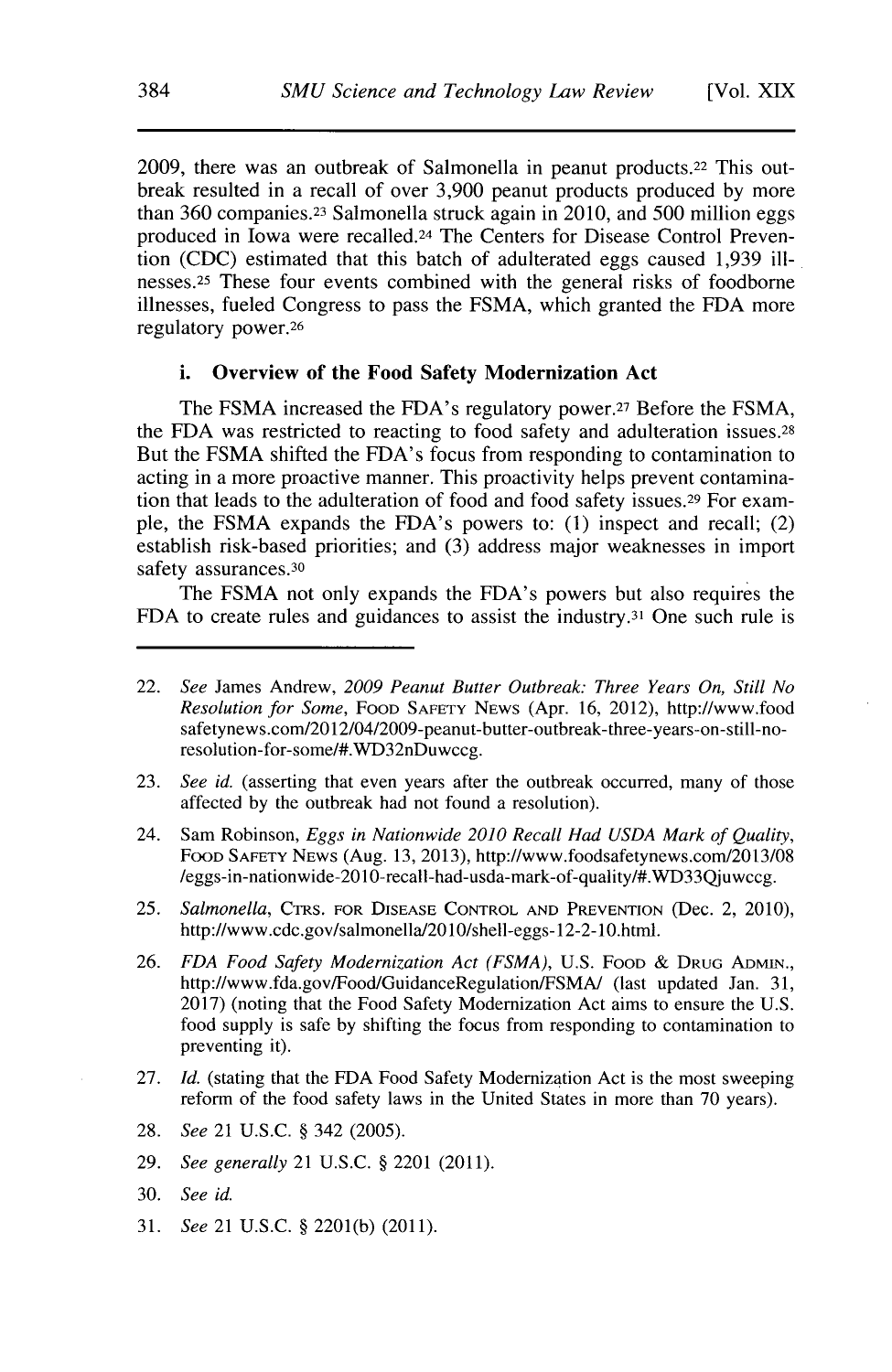2009, there was an outbreak of Salmonella in peanut products.[22] This outbreak resulted in a recall of over 3,900 peanut products produced by more than 360 companies.[23] Salmonella struck again in 2010, and 500 million eggs produced in Iowa were recalled.[24] The Centers for Disease Control Prevention (CDC) estimated that this batch of adulterated eggs caused 1,939 illnesses.[25] These four events combined with the general risks of foodborne illnesses, fueled Congress to pass the FSMA, which granted the FDA more regulatory power.[26]

### i. Overview of the Food Safety Modernization Act

The FSMA increased the FDA's regulatory power.[27] Before the FSMA, the FDA was restricted to reacting to food safety and adulteration issues.[28] But the FSMA shifted the FDA's focus from responding to contamination to acting in a more proactive manner. This proactivity helps prevent contamination that leads to the adulteration of food and food safety issues.[29] For example, the FSMA expands the FDA's powers to: (1) inspect and recall; (2) establish risk-based priorities; and (3) address major weaknesses in import safety assurances.[30]

The FSMA not only expands the FDA's powers but also requires the FDA to create rules and guidances to assist the industry.[31] One such rule is

---

22. *See* James Andrew, *2009 Peanut Butter Outbreak: Three Years On, Still No Resolution for Some*, FOOD SAFETY NEWS (Apr. 16, 2012), http://www.foodsafetynews.com/2012/04/2009-peanut-butter-outbreak-three-years-on-still-no-resolution-for-some/#.WD32nDuwccg.

23. *See id.* (asserting that even years after the outbreak occurred, many of those affected by the outbreak had not found a resolution).

24. Sam Robinson, *Eggs in Nationwide 2010 Recall Had USDA Mark of Quality*, FOOD SAFETY NEWS (Aug. 13, 2013), http://www.foodsafetynews.com/2013/08/eggs-in-nationwide-2010-recall-had-usda-mark-of-quality/#.WD33Qjuwccg.

25. *Salmonella*, CTRS. FOR DISEASE CONTROL AND PREVENTION (Dec. 2, 2010), http://www.cdc.gov/salmonella/2010/shell-eggs-12-2-10.html.

26. *FDA Food Safety Modernization Act (FSMA)*, U.S. FOOD & DRUG ADMIN., http://www.fda.gov/Food/GuidanceRegulation/FSMA/ (last updated Jan. 31, 2017) (noting that the Food Safety Modernization Act aims to ensure the U.S. food supply is safe by shifting the focus from responding to contamination to preventing it).

27. *Id.* (stating that the FDA Food Safety Modernization Act is the most sweeping reform of the food safety laws in the United States in more than 70 years).

28. *See* 21 U.S.C. § 342 (2005).

29. *See generally* 21 U.S.C. § 2201 (2011).

30. *See id.*

31. *See* 21 U.S.C. § 2201(b) (2011).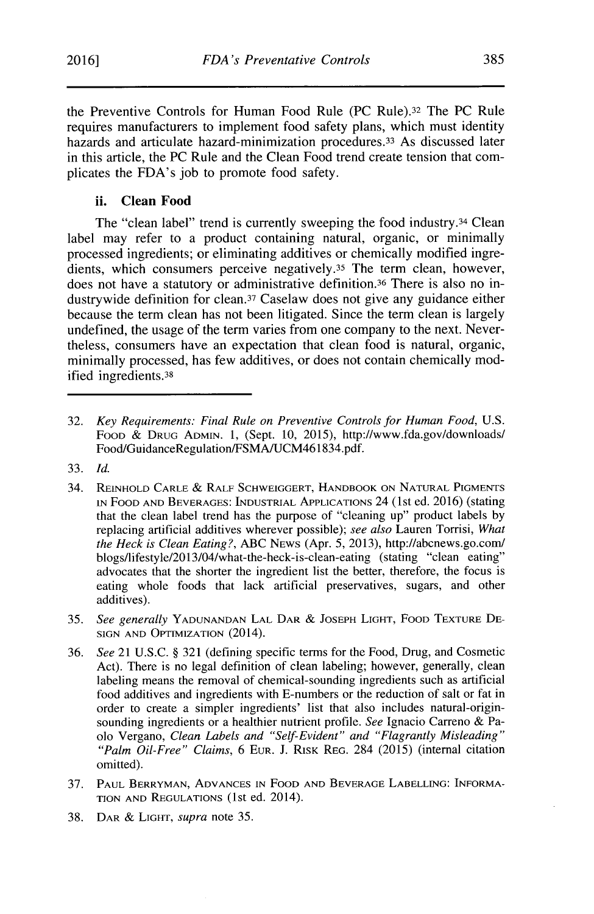the Preventive Controls for Human Food Rule (PC Rule).[32] The PC Rule requires manufacturers to implement food safety plans, which must identity hazards and articulate hazard-minimization procedures.[33] As discussed later in this article, the PC Rule and the Clean Food trend create tension that complicates the FDA's job to promote food safety.

### ii. Clean Food

The "clean label" trend is currently sweeping the food industry.[34] Clean label may refer to a product containing natural, organic, or minimally processed ingredients; or eliminating additives or chemically modified ingredients, which consumers perceive negatively.[35] The term clean, however, does not have a statutory or administrative definition.[36] There is also no industrywide definition for clean.[37] Caselaw does not give any guidance either because the term clean has not been litigated. Since the term clean is largely undefined, the usage of the term varies from one company to the next. Nevertheless, consumers have an expectation that clean food is natural, organic, minimally processed, has few additives, or does not contain chemically modified ingredients.[38]

---

32. *Key Requirements: Final Rule on Preventive Controls for Human Food*, U.S. FOOD & DRUG ADMIN. 1, (Sept. 10, 2015), http://www.fda.gov/downloads/Food/GuidanceRegulation/FSMA/UCM461834.pdf.

33. *Id.*

34. REINHOLD CARLE & RALF SCHWEIGGERT, HANDBOOK ON NATURAL PIGMENTS IN FOOD AND BEVERAGES: INDUSTRIAL APPLICATIONS 24 (1st ed. 2016) (stating that the clean label trend has the purpose of "cleaning up" product labels by replacing artificial additives wherever possible); *see also* Lauren Torrisi, *What the Heck is Clean Eating?*, ABC NEWS (Apr. 5, 2013), http://abcnews.go.com/blogs/lifestyle/2013/04/what-the-heck-is-clean-eating (stating "clean eating" advocates that the shorter the ingredient list the better, therefore, the focus is eating whole foods that lack artificial preservatives, sugars, and other additives).

35. *See generally* YADUNANDAN LAL DAR & JOSEPH LIGHT, FOOD TEXTURE DESIGN AND OPTIMIZATION (2014).

36. *See* 21 U.S.C. § 321 (defining specific terms for the Food, Drug, and Cosmetic Act). There is no legal definition of clean labeling; however, generally, clean labeling means the removal of chemical-sounding ingredients such as artificial food additives and ingredients with E-numbers or the reduction of salt or fat in order to create a simpler ingredients' list that also includes natural-origin-sounding ingredients or a healthier nutrient profile. *See* Ignacio Carreno & Paolo Vergano, *Clean Labels and "Self-Evident" and "Flagrantly Misleading" "Palm Oil-Free" Claims*, 6 EUR. J. RISK REG. 284 (2015) (internal citation omitted).

37. PAUL BERRYMAN, ADVANCES IN FOOD AND BEVERAGE LABELLING: INFORMATION AND REGULATIONS (1st ed. 2014).

38. DAR & LIGHT, *supra* note 35.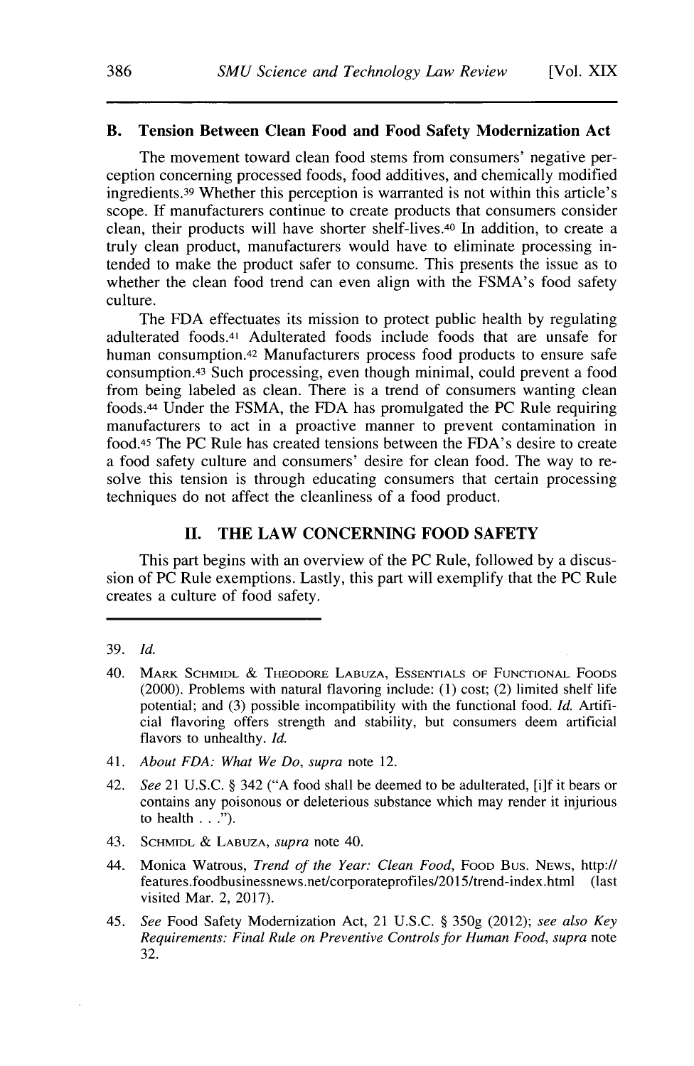### B. Tension Between Clean Food and Food Safety Modernization Act

The movement toward clean food stems from consumers' negative perception concerning processed foods, food additives, and chemically modified ingredients.[39] Whether this perception is warranted is not within this article's scope. If manufacturers continue to create products that consumers consider clean, their products will have shorter shelf-lives.[40] In addition, to create a truly clean product, manufacturers would have to eliminate processing intended to make the product safer to consume. This presents the issue as to whether the clean food trend can even align with the FSMA's food safety culture.

The FDA effectuates its mission to protect public health by regulating adulterated foods.[41] Adulterated foods include foods that are unsafe for human consumption.[42] Manufacturers process food products to ensure safe consumption.[43] Such processing, even though minimal, could prevent a food from being labeled as clean. There is a trend of consumers wanting clean foods.[44] Under the FSMA, the FDA has promulgated the PC Rule requiring manufacturers to act in a proactive manner to prevent contamination in food.[45] The PC Rule has created tensions between the FDA's desire to create a food safety culture and consumers' desire for clean food. The way to resolve this tension is through educating consumers that certain processing techniques do not affect the cleanliness of a food product.

## II. THE LAW CONCERNING FOOD SAFETY

This part begins with an overview of the PC Rule, followed by a discussion of PC Rule exemptions. Lastly, this part will exemplify that the PC Rule creates a culture of food safety.

---

39. *Id.*

40. MARK SCHMIDL & THEODORE LABUZA, ESSENTIALS OF FUNCTIONAL FOODS (2000). Problems with natural flavoring include: (1) cost; (2) limited shelf life potential; and (3) possible incompatibility with the functional food. *Id.* Artificial flavoring offers strength and stability, but consumers deem artificial flavors to unhealthy. *Id.*

41. *About FDA: What We Do*, *supra* note 12.

42. *See* 21 U.S.C. § 342 ("A food shall be deemed to be adulterated, [i]f it bears or contains any poisonous or deleterious substance which may render it injurious to health . . .").

43. SCHMIDL & LABUZA, *supra* note 40.

44. Monica Watrous, *Trend of the Year: Clean Food*, FOOD BUS. NEWS, http://features.foodbusinessnews.net/corporateprofiles/2015/trend-index.html (last visited Mar. 2, 2017).

45. *See* Food Safety Modernization Act, 21 U.S.C. § 350g (2012); *see also Key Requirements: Final Rule on Preventive Controls for Human Food*, *supra* note 32.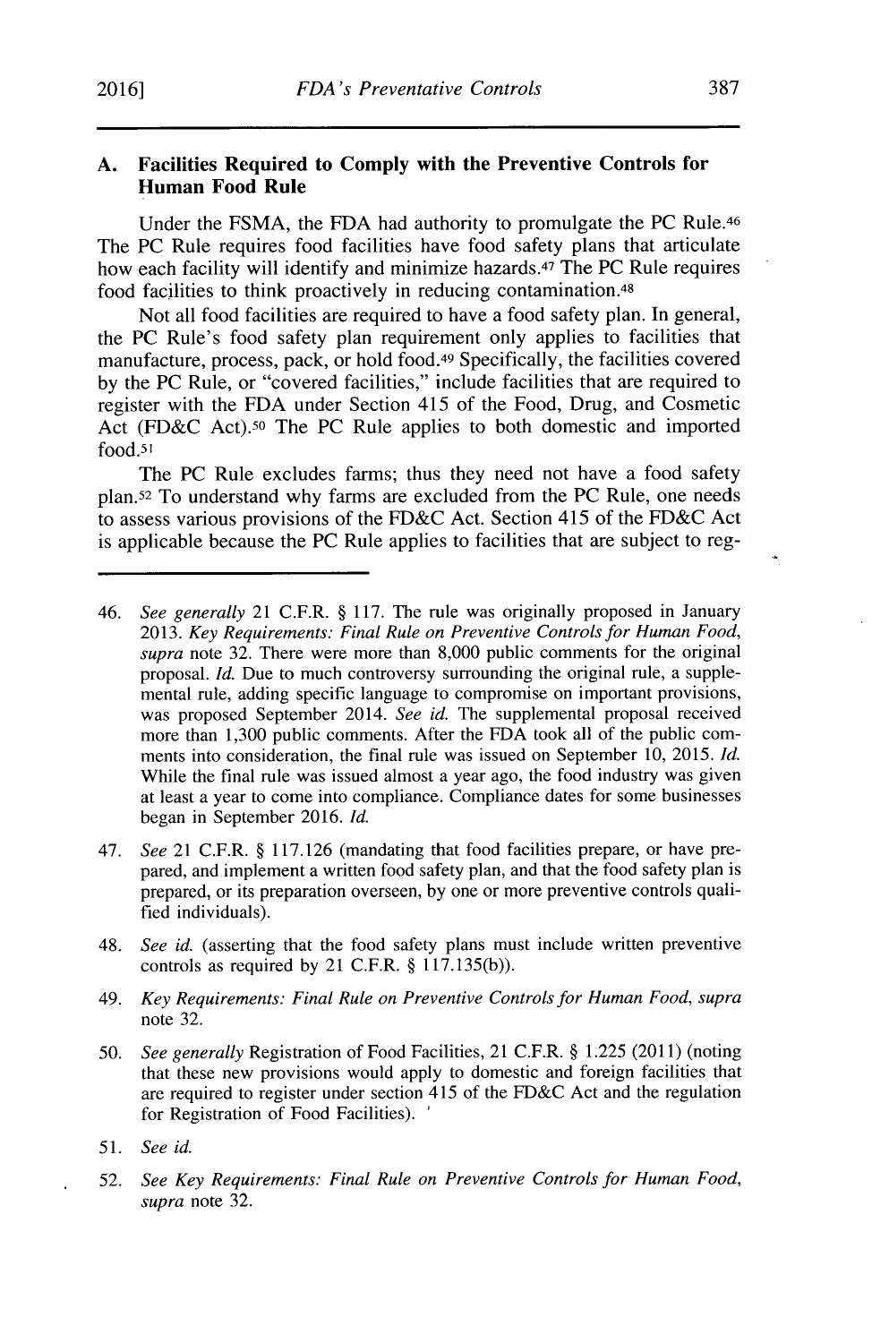### A. Facilities Required to Comply with the Preventive Controls for Human Food Rule

Under the FSMA, the FDA had authority to promulgate the PC Rule.[46] The PC Rule requires food facilities have food safety plans that articulate how each facility will identify and minimize hazards.[47] The PC Rule requires food facilities to think proactively in reducing contamination.[48]

Not all food facilities are required to have a food safety plan. In general, the PC Rule's food safety plan requirement only applies to facilities that manufacture, process, pack, or hold food.[49] Specifically, the facilities covered by the PC Rule, or "covered facilities," include facilities that are required to register with the FDA under Section 415 of the Food, Drug, and Cosmetic Act (FD&C Act).[50] The PC Rule applies to both domestic and imported food.[51]

The PC Rule excludes farms; thus they need not have a food safety plan.[52] To understand why farms are excluded from the PC Rule, one needs to assess various provisions of the FD&C Act. Section 415 of the FD&C Act is applicable because the PC Rule applies to facilities that are subject to reg-

---

46. *See generally* 21 C.F.R. § 117. The rule was originally proposed in January 2013. *Key Requirements: Final Rule on Preventive Controls for Human Food*, *supra* note 32. There were more than 8,000 public comments for the original proposal. *Id.* Due to much controversy surrounding the original rule, a supplemental rule, adding specific language to compromise on important provisions, was proposed September 2014. *See id.* The supplemental proposal received more than 1,300 public comments. After the FDA took all of the public comments into consideration, the final rule was issued on September 10, 2015. *Id.* While the final rule was issued almost a year ago, the food industry was given at least a year to come into compliance. Compliance dates for some businesses began in September 2016. *Id.*

47. *See* 21 C.F.R. § 117.126 (mandating that food facilities prepare, or have prepared, and implement a written food safety plan, and that the food safety plan is prepared, or its preparation overseen, by one or more preventive controls qualified individuals).

48. *See id.* (asserting that the food safety plans must include written preventive controls as required by 21 C.F.R. § 117.135(b)).

49. *Key Requirements: Final Rule on Preventive Controls for Human Food*, *supra* note 32.

50. *See generally* Registration of Food Facilities, 21 C.F.R. § 1.225 (2011) (noting that these new provisions would apply to domestic and foreign facilities that are required to register under section 415 of the FD&C Act and the regulation for Registration of Food Facilities).

51. *See id.*

52. *See Key Requirements: Final Rule on Preventive Controls for Human Food*, *supra* note 32.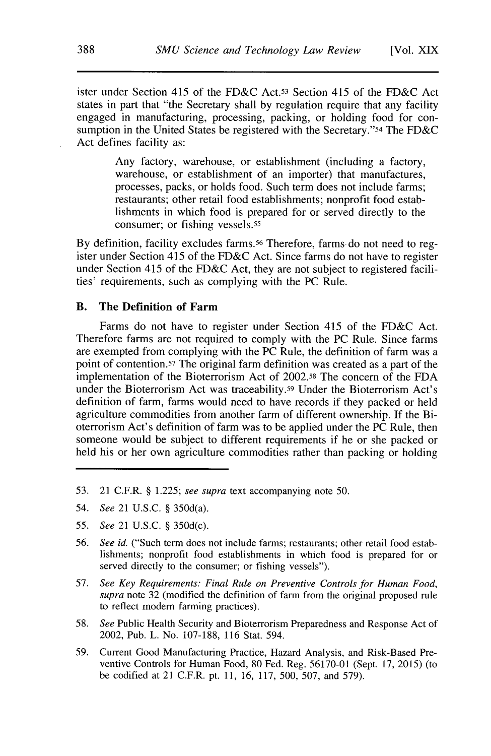ister under Section 415 of the FD&C Act.[53] Section 415 of the FD&C Act states in part that "the Secretary shall by regulation require that any facility engaged in manufacturing, processing, packing, or holding food for consumption in the United States be registered with the Secretary."[54] The FD&C Act defines facility as:

> Any factory, warehouse, or establishment (including a factory, warehouse, or establishment of an importer) that manufactures, processes, packs, or holds food. Such term does not include farms; restaurants; other retail food establishments; nonprofit food establishments in which food is prepared for or served directly to the consumer; or fishing vessels.[55]

By definition, facility excludes farms.[56] Therefore, farms do not need to register under Section 415 of the FD&C Act. Since farms do not have to register under Section 415 of the FD&C Act, they are not subject to registered facilities' requirements, such as complying with the PC Rule.

### B. The Definition of Farm

Farms do not have to register under Section 415 of the FD&C Act. Therefore farms are not required to comply with the PC Rule. Since farms are exempted from complying with the PC Rule, the definition of farm was a point of contention.[57] The original farm definition was created as a part of the implementation of the Bioterrorism Act of 2002.[58] The concern of the FDA under the Bioterrorism Act was traceability.[59] Under the Bioterrorism Act's definition of farm, farms would need to have records if they packed or held agriculture commodities from another farm of different ownership. If the Bioterrorism Act's definition of farm was to be applied under the PC Rule, then someone would be subject to different requirements if he or she packed or held his or her own agriculture commodities rather than packing or holding

---

53. 21 C.F.R. § 1.225; *see supra* text accompanying note 50.

54. *See* 21 U.S.C. § 350d(a).

55. *See* 21 U.S.C. § 350d(c).

56. *See id.* ("Such term does not include farms; restaurants; other retail food establishments; nonprofit food establishments in which food is prepared for or served directly to the consumer; or fishing vessels").

57. *See Key Requirements: Final Rule on Preventive Controls for Human Food*, *supra* note 32 (modified the definition of farm from the original proposed rule to reflect modern farming practices).

58. *See* Public Health Security and Bioterrorism Preparedness and Response Act of 2002, Pub. L. No. 107-188, 116 Stat. 594.

59. Current Good Manufacturing Practice, Hazard Analysis, and Risk-Based Preventive Controls for Human Food, 80 Fed. Reg. 56170-01 (Sept. 17, 2015) (to be codified at 21 C.F.R. pt. 11, 16, 117, 500, 507, and 579).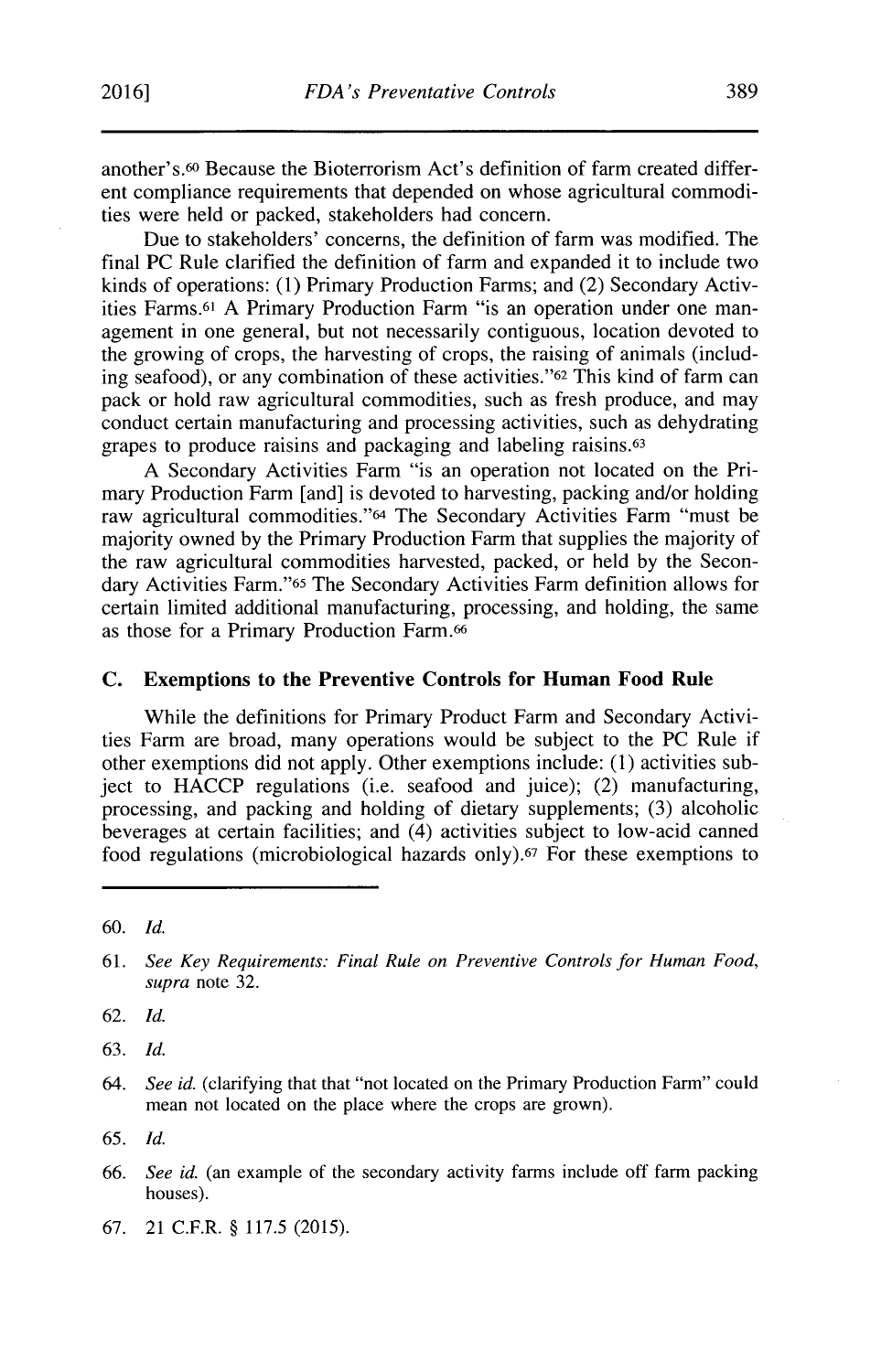another's.[60] Because the Bioterrorism Act's definition of farm created different compliance requirements that depended on whose agricultural commodities were held or packed, stakeholders had concern.

Due to stakeholders' concerns, the definition of farm was modified. The final PC Rule clarified the definition of farm and expanded it to include two kinds of operations: (1) Primary Production Farms; and (2) Secondary Activities Farms.[61] A Primary Production Farm "is an operation under one management in one general, but not necessarily contiguous, location devoted to the growing of crops, the harvesting of crops, the raising of animals (including seafood), or any combination of these activities."[62] This kind of farm can pack or hold raw agricultural commodities, such as fresh produce, and may conduct certain manufacturing and processing activities, such as dehydrating grapes to produce raisins and packaging and labeling raisins.[63]

A Secondary Activities Farm "is an operation not located on the Primary Production Farm [and] is devoted to harvesting, packing and/or holding raw agricultural commodities."[64] The Secondary Activities Farm "must be majority owned by the Primary Production Farm that supplies the majority of the raw agricultural commodities harvested, packed, or held by the Secondary Activities Farm."[65] The Secondary Activities Farm definition allows for certain limited additional manufacturing, processing, and holding, the same as those for a Primary Production Farm.[66]

### C. Exemptions to the Preventive Controls for Human Food Rule

While the definitions for Primary Product Farm and Secondary Activities Farm are broad, many operations would be subject to the PC Rule if other exemptions did not apply. Other exemptions include: (1) activities subject to HACCP regulations (i.e. seafood and juice); (2) manufacturing, processing, and packing and holding of dietary supplements; (3) alcoholic beverages at certain facilities; and (4) activities subject to low-acid canned food regulations (microbiological hazards only).[67] For these exemptions to

---

60. *Id.*

61. *See Key Requirements: Final Rule on Preventive Controls for Human Food*, *supra* note 32.

62. *Id.*

63. *Id.*

64. *See id.* (clarifying that that "not located on the Primary Production Farm" could mean not located on the place where the crops are grown).

65. *Id.*

66. *See id.* (an example of the secondary activity farms include off farm packing houses).

67. 21 C.F.R. § 117.5 (2015).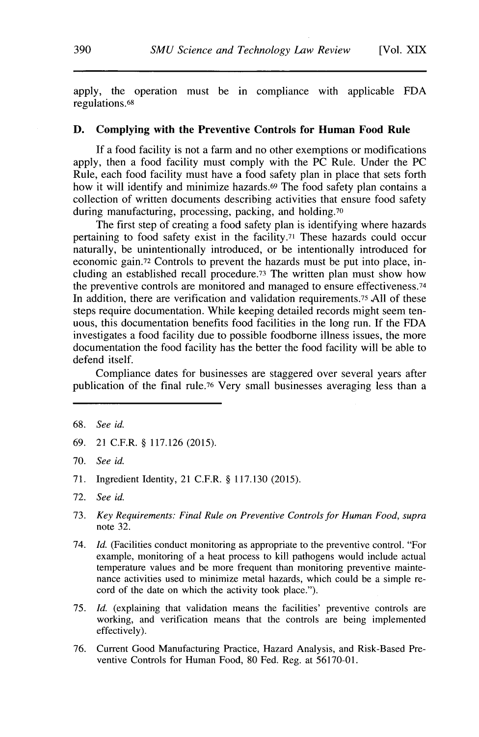apply, the operation must be in compliance with applicable FDA regulations.[68]

### D. Complying with the Preventive Controls for Human Food Rule

If a food facility is not a farm and no other exemptions or modifications apply, then a food facility must comply with the PC Rule. Under the PC Rule, each food facility must have a food safety plan in place that sets forth how it will identify and minimize hazards.[69] The food safety plan contains a collection of written documents describing activities that ensure food safety during manufacturing, processing, packing, and holding.[70]

The first step of creating a food safety plan is identifying where hazards pertaining to food safety exist in the facility.[71] These hazards could occur naturally, be unintentionally introduced, or be intentionally introduced for economic gain.[72] Controls to prevent the hazards must be put into place, including an established recall procedure.[73] The written plan must show how the preventive controls are monitored and managed to ensure effectiveness.[74] In addition, there are verification and validation requirements.[75] All of these steps require documentation. While keeping detailed records might seem tenuous, this documentation benefits food facilities in the long run. If the FDA investigates a food facility due to possible foodborne illness issues, the more documentation the food facility has the better the food facility will be able to defend itself.

Compliance dates for businesses are staggered over several years after publication of the final rule.[76] Very small businesses averaging less than a

---

68. *See id.*

69. 21 C.F.R. § 117.126 (2015).

70. *See id.*

71. Ingredient Identity, 21 C.F.R. § 117.130 (2015).

72. *See id.*

73. *Key Requirements: Final Rule on Preventive Controls for Human Food*, *supra* note 32.

74. *Id.* (Facilities conduct monitoring as appropriate to the preventive control. "For example, monitoring of a heat process to kill pathogens would include actual temperature values and be more frequent than monitoring preventive maintenance activities used to minimize metal hazards, which could be a simple record of the date on which the activity took place.").

75. *Id.* (explaining that validation means the facilities' preventive controls are working, and verification means that the controls are being implemented effectively).

76. Current Good Manufacturing Practice, Hazard Analysis, and Risk-Based Preventive Controls for Human Food, 80 Fed. Reg. at 56170-01.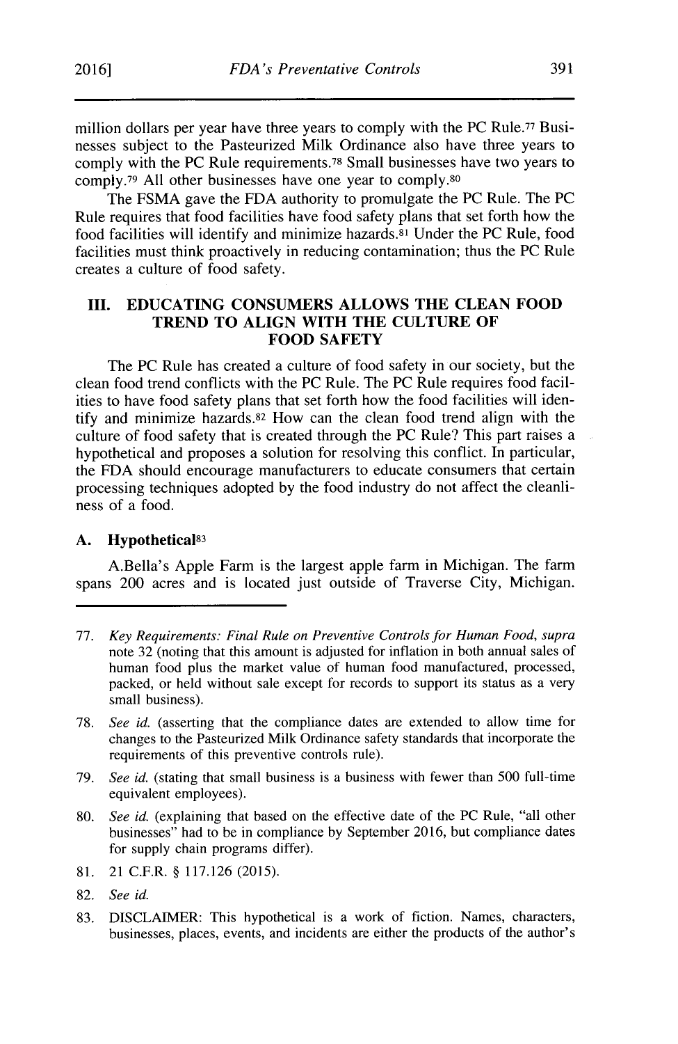million dollars per year have three years to comply with the PC Rule.[77] Businesses subject to the Pasteurized Milk Ordinance also have three years to comply with the PC Rule requirements.[78] Small businesses have two years to comply.[79] All other businesses have one year to comply.[80]

The FSMA gave the FDA authority to promulgate the PC Rule. The PC Rule requires that food facilities have food safety plans that set forth how the food facilities will identify and minimize hazards.[81] Under the PC Rule, food facilities must think proactively in reducing contamination; thus the PC Rule creates a culture of food safety.

## III. EDUCATING CONSUMERS ALLOWS THE CLEAN FOOD TREND TO ALIGN WITH THE CULTURE OF FOOD SAFETY

The PC Rule has created a culture of food safety in our society, but the clean food trend conflicts with the PC Rule. The PC Rule requires food facilities to have food safety plans that set forth how the food facilities will identify and minimize hazards.[82] How can the clean food trend align with the culture of food safety that is created through the PC Rule? This part raises a hypothetical and proposes a solution for resolving this conflict. In particular, the FDA should encourage manufacturers to educate consumers that certain processing techniques adopted by the food industry do not affect the cleanliness of a food.

### A. Hypothetical[83]

A.Bella's Apple Farm is the largest apple farm in Michigan. The farm spans 200 acres and is located just outside of Traverse City, Michigan.

---

77. *Key Requirements: Final Rule on Preventive Controls for Human Food*, *supra* note 32 (noting that this amount is adjusted for inflation in both annual sales of human food plus the market value of human food manufactured, processed, packed, or held without sale except for records to support its status as a very small business).

78. *See id.* (asserting that the compliance dates are extended to allow time for changes to the Pasteurized Milk Ordinance safety standards that incorporate the requirements of this preventive controls rule).

79. *See id.* (stating that small business is a business with fewer than 500 full-time equivalent employees).

80. *See id.* (explaining that based on the effective date of the PC Rule, "all other businesses" had to be in compliance by September 2016, but compliance dates for supply chain programs differ).

81. 21 C.F.R. § 117.126 (2015).

82. *See id.*

83. DISCLAIMER: This hypothetical is a work of fiction. Names, characters, businesses, places, events, and incidents are either the products of the author's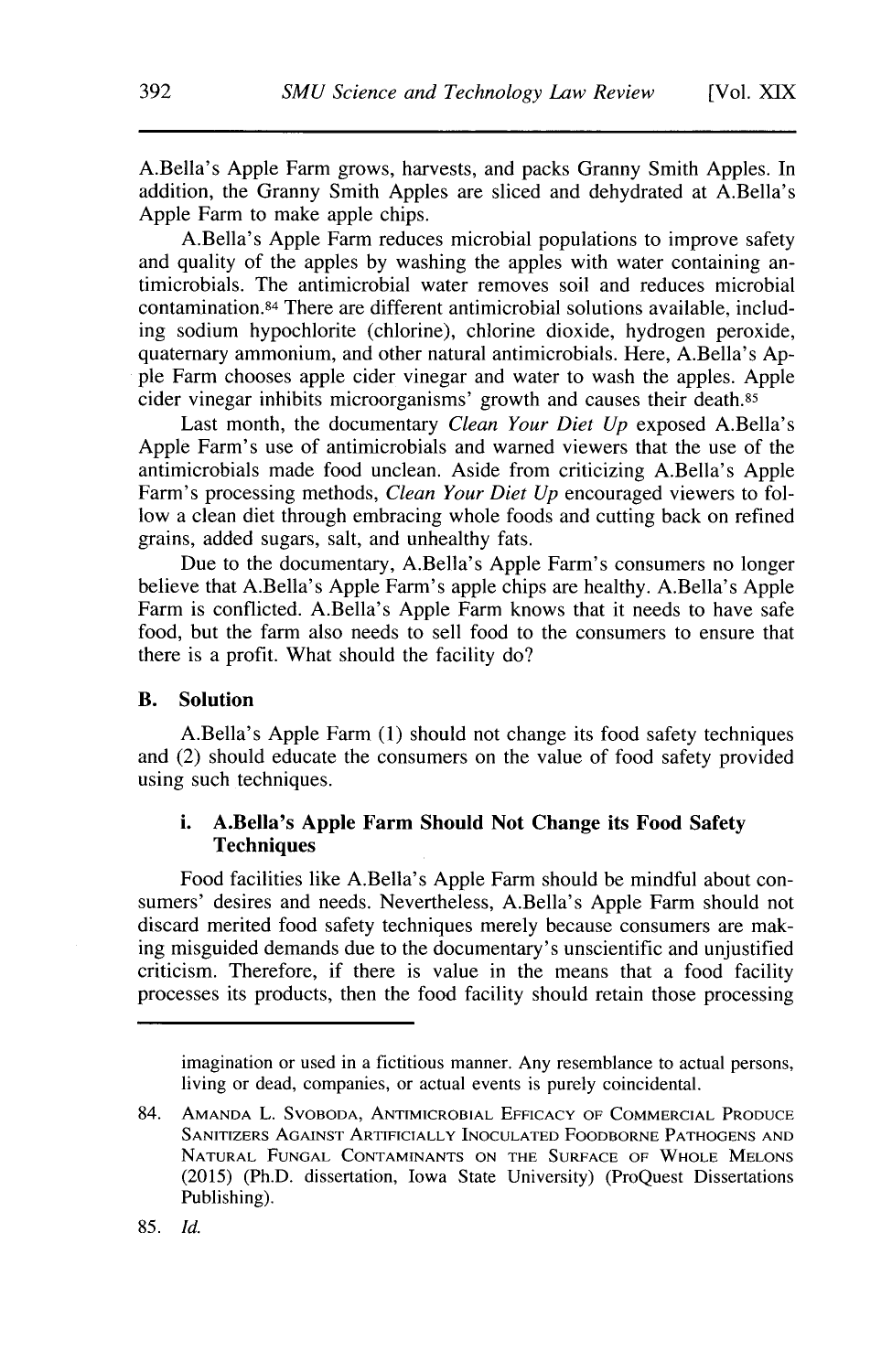A.Bella's Apple Farm grows, harvests, and packs Granny Smith Apples. In addition, the Granny Smith Apples are sliced and dehydrated at A.Bella's Apple Farm to make apple chips.

A.Bella's Apple Farm reduces microbial populations to improve safety and quality of the apples by washing the apples with water containing antimicrobials. The antimicrobial water removes soil and reduces microbial contamination.[84] There are different antimicrobial solutions available, including sodium hypochlorite (chlorine), chlorine dioxide, hydrogen peroxide, quaternary ammonium, and other natural antimicrobials. Here, A.Bella's Apple Farm chooses apple cider vinegar and water to wash the apples. Apple cider vinegar inhibits microorganisms' growth and causes their death.[85]

Last month, the documentary *Clean Your Diet Up* exposed A.Bella's Apple Farm's use of antimicrobials and warned viewers that the use of the antimicrobials made food unclean. Aside from criticizing A.Bella's Apple Farm's processing methods, *Clean Your Diet Up* encouraged viewers to follow a clean diet through embracing whole foods and cutting back on refined grains, added sugars, salt, and unhealthy fats.

Due to the documentary, A.Bella's Apple Farm's consumers no longer believe that A.Bella's Apple Farm's apple chips are healthy. A.Bella's Apple Farm is conflicted. A.Bella's Apple Farm knows that it needs to have safe food, but the farm also needs to sell food to the consumers to ensure that there is a profit. What should the facility do?

### B. Solution

A.Bella's Apple Farm (1) should not change its food safety techniques and (2) should educate the consumers on the value of food safety provided using such techniques.

#### i. A.Bella's Apple Farm Should Not Change its Food Safety Techniques

Food facilities like A.Bella's Apple Farm should be mindful about consumers' desires and needs. Nevertheless, A.Bella's Apple Farm should not discard merited food safety techniques merely because consumers are making misguided demands due to the documentary's unscientific and unjustified criticism. Therefore, if there is value in the means that a food facility processes its products, then the food facility should retain those processing

---

imagination or used in a fictitious manner. Any resemblance to actual persons, living or dead, companies, or actual events is purely coincidental.

84. Amanda L. Svoboda, Antimicrobial Efficacy of Commercial Produce Sanitizers Against Artificially Inoculated Foodborne Pathogens and Natural Fungal Contaminants on the Surface of Whole Melons (2015) (Ph.D. dissertation, Iowa State University) (ProQuest Dissertations Publishing).

85. *Id.*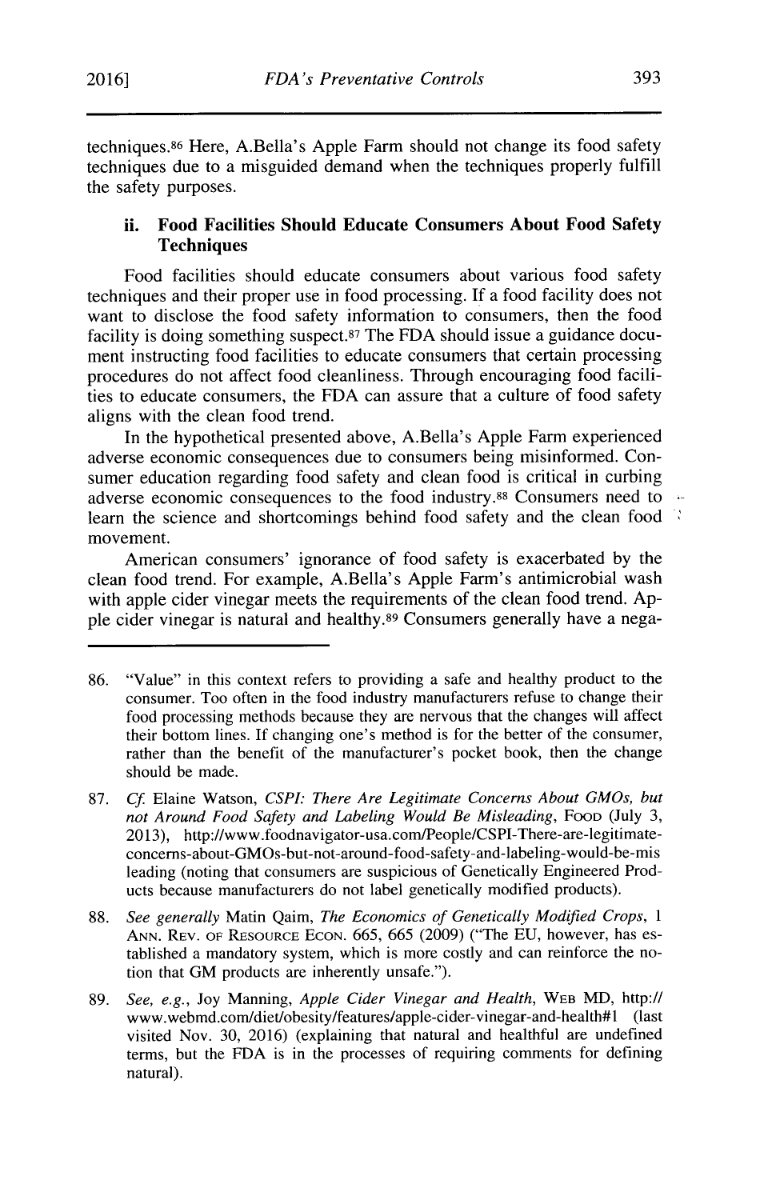techniques.[86] Here, A.Bella's Apple Farm should not change its food safety techniques due to a misguided demand when the techniques properly fulfill the safety purposes.

### ii. Food Facilities Should Educate Consumers About Food Safety Techniques

Food facilities should educate consumers about various food safety techniques and their proper use in food processing. If a food facility does not want to disclose the food safety information to consumers, then the food facility is doing something suspect.[87] The FDA should issue a guidance document instructing food facilities to educate consumers that certain processing procedures do not affect food cleanliness. Through encouraging food facilities to educate consumers, the FDA can assure that a culture of food safety aligns with the clean food trend.

In the hypothetical presented above, A.Bella's Apple Farm experienced adverse economic consequences due to consumers being misinformed. Consumer education regarding food safety and clean food is critical in curbing adverse economic consequences to the food industry.[88] Consumers need to learn the science and shortcomings behind food safety and the clean food movement.

American consumers' ignorance of food safety is exacerbated by the clean food trend. For example, A.Bella's Apple Farm's antimicrobial wash with apple cider vinegar meets the requirements of the clean food trend. Apple cider vinegar is natural and healthy.[89] Consumers generally have a nega-

---

86. "Value" in this context refers to providing a safe and healthy product to the consumer. Too often in the food industry manufacturers refuse to change their food processing methods because they are nervous that the changes will affect their bottom lines. If changing one's method is for the better of the consumer, rather than the benefit of the manufacturer's pocket book, then the change should be made.

87. *Cf.* Elaine Watson, *CSPI: There Are Legitimate Concerns About GMOs, but not Around Food Safety and Labeling Would Be Misleading*, FOOD (July 3, 2013), http://www.foodnavigator-usa.com/People/CSPI-There-are-legitimate-concerns-about-GMOs-but-not-around-food-safety-and-labeling-would-be-misleading (noting that consumers are suspicious of Genetically Engineered Products because manufacturers do not label genetically modified products).

88. *See generally* Matin Qaim, *The Economics of Genetically Modified Crops*, 1 ANN. REV. OF RESOURCE ECON. 665, 665 (2009) ("The EU, however, has established a mandatory system, which is more costly and can reinforce the notion that GM products are inherently unsafe.").

89. *See, e.g.*, Joy Manning, *Apple Cider Vinegar and Health*, WEB MD, http://www.webmd.com/diet/obesity/features/apple-cider-vinegar-and-health#1 (last visited Nov. 30, 2016) (explaining that natural and healthful are undefined terms, but the FDA is in the processes of requiring comments for defining natural).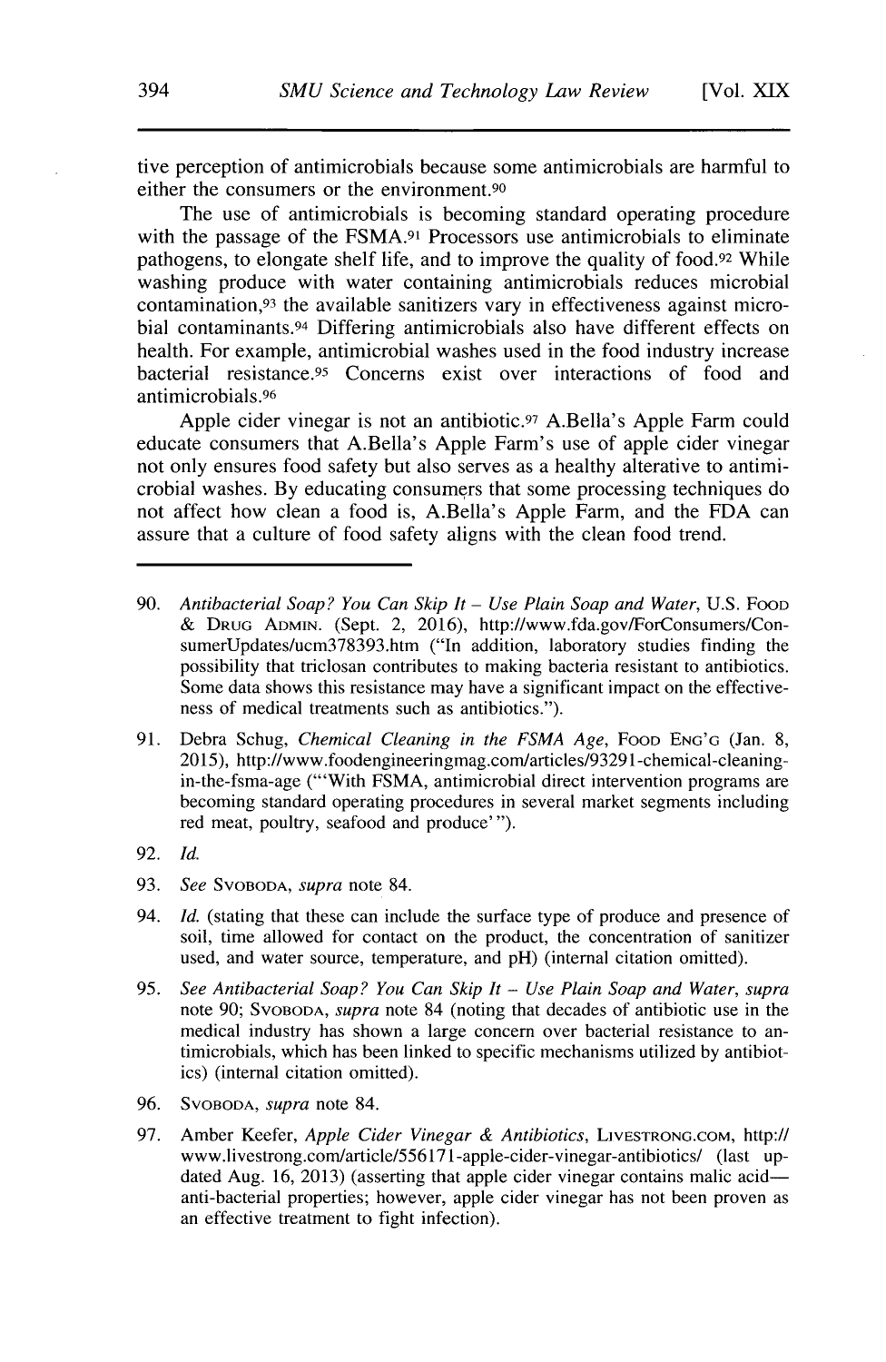tive perception of antimicrobials because some antimicrobials are harmful to either the consumers or the environment.[90]

The use of antimicrobials is becoming standard operating procedure with the passage of the FSMA.[91] Processors use antimicrobials to eliminate pathogens, to elongate shelf life, and to improve the quality of food.[92] While washing produce with water containing antimicrobials reduces microbial contamination,[93] the available sanitizers vary in effectiveness against microbial contaminants.[94] Differing antimicrobials also have different effects on health. For example, antimicrobial washes used in the food industry increase bacterial resistance.[95] Concerns exist over interactions of food and antimicrobials.[96]

Apple cider vinegar is not an antibiotic.[97] A.Bella's Apple Farm could educate consumers that A.Bella's Apple Farm's use of apple cider vinegar not only ensures food safety but also serves as a healthy alterative to antimicrobial washes. By educating consumers that some processing techniques do not affect how clean a food is, A.Bella's Apple Farm, and the FDA can assure that a culture of food safety aligns with the clean food trend.

---

90. *Antibacterial Soap? You Can Skip It – Use Plain Soap and Water*, U.S. Food & Drug Admin. (Sept. 2, 2016), http://www.fda.gov/ForConsumers/ConsumerUpdates/ucm378393.htm ("In addition, laboratory studies finding the possibility that triclosan contributes to making bacteria resistant to antibiotics. Some data shows this resistance may have a significant impact on the effectiveness of medical treatments such as antibiotics.").

91. Debra Schug, *Chemical Cleaning in the FSMA Age*, Food Eng'g (Jan. 8, 2015), http://www.foodengineeringmag.com/articles/93291-chemical-cleaning-in-the-fsma-age ("'With FSMA, antimicrobial direct intervention programs are becoming standard operating procedures in several market segments including red meat, poultry, seafood and produce'").

92. *Id.*

93. *See* Svoboda, *supra* note 84.

94. *Id.* (stating that these can include the surface type of produce and presence of soil, time allowed for contact on the product, the concentration of sanitizer used, and water source, temperature, and pH) (internal citation omitted).

95. *See Antibacterial Soap? You Can Skip It – Use Plain Soap and Water*, *supra* note 90; Svoboda, *supra* note 84 (noting that decades of antibiotic use in the medical industry has shown a large concern over bacterial resistance to antimicrobials, which has been linked to specific mechanisms utilized by antibiotics) (internal citation omitted).

96. Svoboda, *supra* note 84.

97. Amber Keefer, *Apple Cider Vinegar & Antibiotics*, Livestrong.com, http://www.livestrong.com/article/556171-apple-cider-vinegar-antibiotics/ (last updated Aug. 16, 2013) (asserting that apple cider vinegar contains malic acid—anti-bacterial properties; however, apple cider vinegar has not been proven as an effective treatment to fight infection).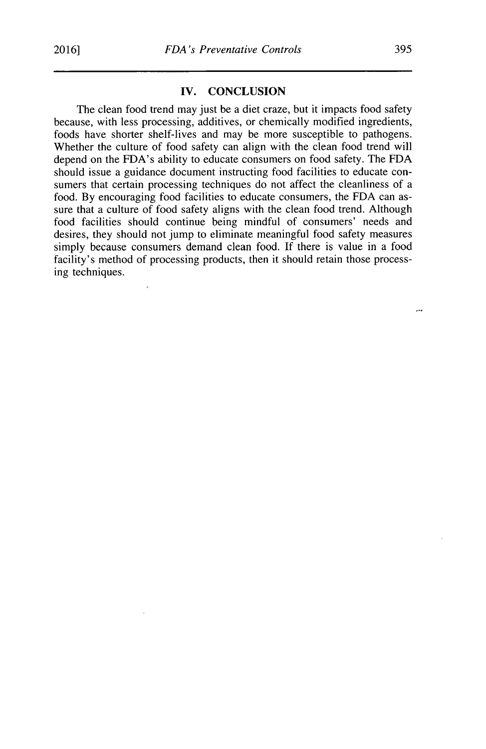## IV. CONCLUSION

The clean food trend may just be a diet craze, but it impacts food safety because, with less processing, additives, or chemically modified ingredients, foods have shorter shelf-lives and may be more susceptible to pathogens. Whether the culture of food safety can align with the clean food trend will depend on the FDA's ability to educate consumers on food safety. The FDA should issue a guidance document instructing food facilities to educate consumers that certain processing techniques do not affect the cleanliness of a food. By encouraging food facilities to educate consumers, the FDA can assure that a culture of food safety aligns with the clean food trend. Although food facilities should continue being mindful of consumers' needs and desires, they should not jump to eliminate meaningful food safety measures simply because consumers demand clean food. If there is value in a food facility's method of processing products, then it should retain those processing techniques.